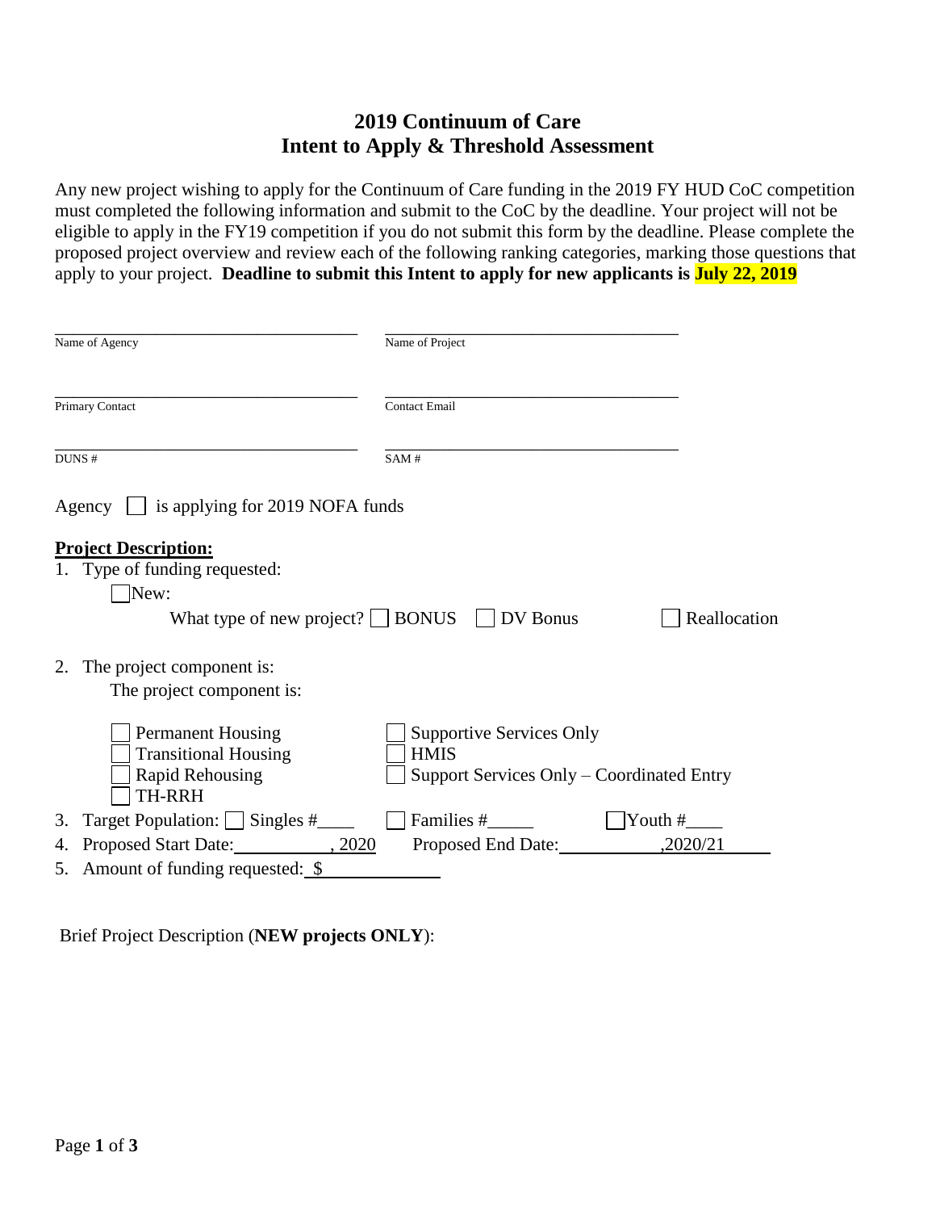# 2019 Continuum of Care
## Intent to Apply & Threshold Assessment

Any new project wishing to apply for the Continuum of Care funding in the 2019 FY HUD CoC competition must completed the following information and submit to the CoC by the deadline. Your project will not be eligible to apply in the FY19 competition if you do not submit this form by the deadline. Please complete the proposed project overview and review each of the following ranking categories, marking those questions that apply to your project. **Deadline to submit this Intent to apply for new applicants is July 22, 2019**

| | |
|---|---|
| \_\_\_\_\_\_\_\_\_\_\_\_\_\_\_\_\_\_\_\_\_\_\_\_\_\_\_\_\_\_ | \_\_\_\_\_\_\_\_\_\_\_\_\_\_\_\_\_\_\_\_\_\_\_\_\_\_\_\_\_\_ |
| Name of Agency | Name of Project |
| \_\_\_\_\_\_\_\_\_\_\_\_\_\_\_\_\_\_\_\_\_\_\_\_\_\_\_\_\_\_ | \_\_\_\_\_\_\_\_\_\_\_\_\_\_\_\_\_\_\_\_\_\_\_\_\_\_\_\_\_\_ |
| Primary Contact | Contact Email |
| \_\_\_\_\_\_\_\_\_\_\_\_\_\_\_\_\_\_\_\_\_\_\_\_\_\_\_\_\_\_ | \_\_\_\_\_\_\_\_\_\_\_\_\_\_\_\_\_\_\_\_\_\_\_\_\_\_\_\_\_\_ |
| DUNS # | SAM # |

Agency ☐ is applying for 2019 NOFA funds

**Project Description:**

1. Type of funding requested:
   - ☐ New:
     - What type of new project? ☐ BONUS ☐ DV Bonus ☐ Reallocation
2. The project component is:
   The project component is:
   - ☐ Permanent Housing
   - ☐ Transitional Housing
   - ☐ Rapid Rehousing
   - ☐ TH-RRH
   - ☐ Supportive Services Only
   - ☐ HMIS
   - ☐ Support Services Only – Coordinated Entry
3. Target Population: ☐ Singles #\_\_\_\_ ☐ Families #\_\_\_\_\_ ☐ Youth #\_\_\_\_
4. Proposed Start Date: \_\_\_\_\_\_\_\_\_\_\_, 2020 Proposed End Date: \_\_\_\_\_\_\_\_\_\_\_,2020/21
5. Amount of funding requested: $\_\_\_\_\_\_\_\_\_\_\_\_\_

Brief Project Description (**NEW projects ONLY**):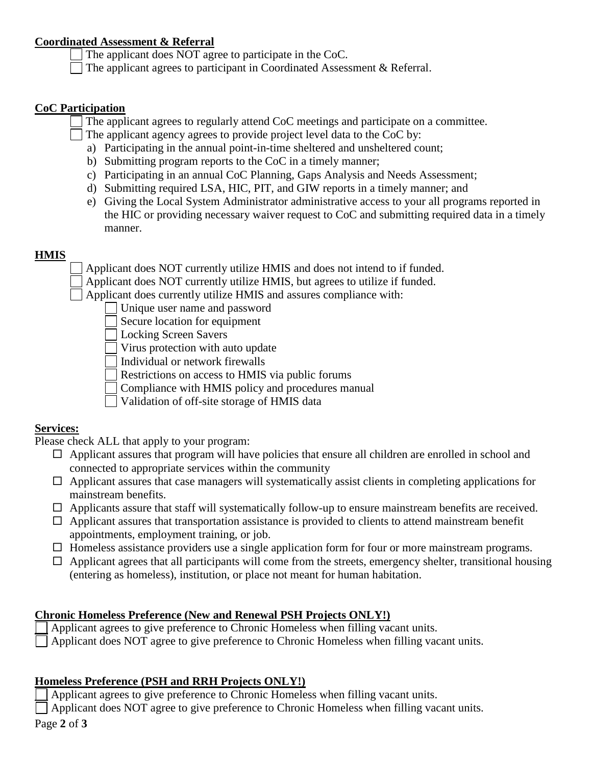**Coordinated Assessment & Referral**

- [ ] The applicant does NOT agree to participate in the CoC.
- [ ] The applicant agrees to participant in Coordinated Assessment & Referral.

**CoC Participation**

- [ ] The applicant agrees to regularly attend CoC meetings and participate on a committee.
- [ ] The applicant agency agrees to provide project level data to the CoC by:
    - a) Participating in the annual point-in-time sheltered and unsheltered count;
    - b) Submitting program reports to the CoC in a timely manner;
    - c) Participating in an annual CoC Planning, Gaps Analysis and Needs Assessment;
    - d) Submitting required LSA, HIC, PIT, and GIW reports in a timely manner; and
    - e) Giving the Local System Administrator administrative access to your all programs reported in the HIC or providing necessary waiver request to CoC and submitting required data in a timely manner.

**HMIS**

- [ ] Applicant does NOT currently utilize HMIS and does not intend to if funded.
- [ ] Applicant does NOT currently utilize HMIS, but agrees to utilize if funded.
- [ ] Applicant does currently utilize HMIS and assures compliance with:
    - [ ] Unique user name and password
    - [ ] Secure location for equipment
    - [ ] Locking Screen Savers
    - [ ] Virus protection with auto update
    - [ ] Individual or network firewalls
    - [ ] Restrictions on access to HMIS via public forums
    - [ ] Compliance with HMIS policy and procedures manual
    - [ ] Validation of off-site storage of HMIS data

**Services:**

Please check ALL that apply to your program:

- [ ] Applicant assures that program will have policies that ensure all children are enrolled in school and connected to appropriate services within the community
- [ ] Applicant assures that case managers will systematically assist clients in completing applications for mainstream benefits.
- [ ] Applicants assure that staff will systematically follow-up to ensure mainstream benefits are received.
- [ ] Applicant assures that transportation assistance is provided to clients to attend mainstream benefit appointments, employment training, or job.
- [ ] Homeless assistance providers use a single application form for four or more mainstream programs.
- [ ] Applicant agrees that all participants will come from the streets, emergency shelter, transitional housing (entering as homeless), institution, or place not meant for human habitation.

**Chronic Homeless Preference (New and Renewal PSH Projects ONLY!)**

- [ ] Applicant agrees to give preference to Chronic Homeless when filling vacant units.
- [ ] Applicant does NOT agree to give preference to Chronic Homeless when filling vacant units.

**Homeless Preference (PSH and RRH Projects ONLY!)**

- [ ] Applicant agrees to give preference to Chronic Homeless when filling vacant units.
- [ ] Applicant does NOT agree to give preference to Chronic Homeless when filling vacant units.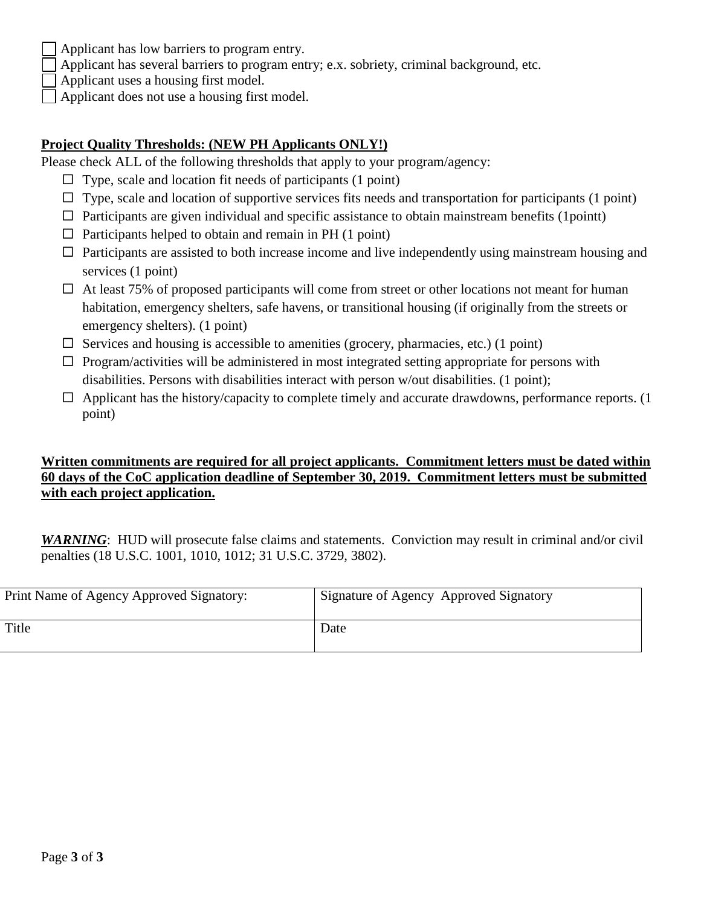- [ ] Applicant has low barriers to program entry.
- [ ] Applicant has several barriers to program entry; e.x. sobriety, criminal background, etc.
- [ ] Applicant uses a housing first model.
- [ ] Applicant does not use a housing first model.

**Project Quality Thresholds: (NEW PH Applicants ONLY!)**

Please check ALL of the following thresholds that apply to your program/agency:

- ☐ Type, scale and location fit needs of participants (1 point)
- ☐ Type, scale and location of supportive services fits needs and transportation for participants (1 point)
- ☐ Participants are given individual and specific assistance to obtain mainstream benefits (1pointt)
- ☐ Participants helped to obtain and remain in PH (1 point)
- ☐ Participants are assisted to both increase income and live independently using mainstream housing and services (1 point)
- ☐ At least 75% of proposed participants will come from street or other locations not meant for human habitation, emergency shelters, safe havens, or transitional housing (if originally from the streets or emergency shelters). (1 point)
- ☐ Services and housing is accessible to amenities (grocery, pharmacies, etc.) (1 point)
- ☐ Program/activities will be administered in most integrated setting appropriate for persons with disabilities. Persons with disabilities interact with person w/out disabilities. (1 point);
- ☐ Applicant has the history/capacity to complete timely and accurate drawdowns, performance reports. (1 point)

**Written commitments are required for all project applicants. Commitment letters must be dated within 60 days of the CoC application deadline of September 30, 2019. Commitment letters must be submitted with each project application.**

***WARNING***: HUD will prosecute false claims and statements. Conviction may result in criminal and/or civil penalties (18 U.S.C. 1001, 1010, 1012; 31 U.S.C. 3729, 3802).

| | |
|---|---|
| Print Name of Agency Approved Signatory: | Signature of Agency Approved Signatory |
| Title | Date |